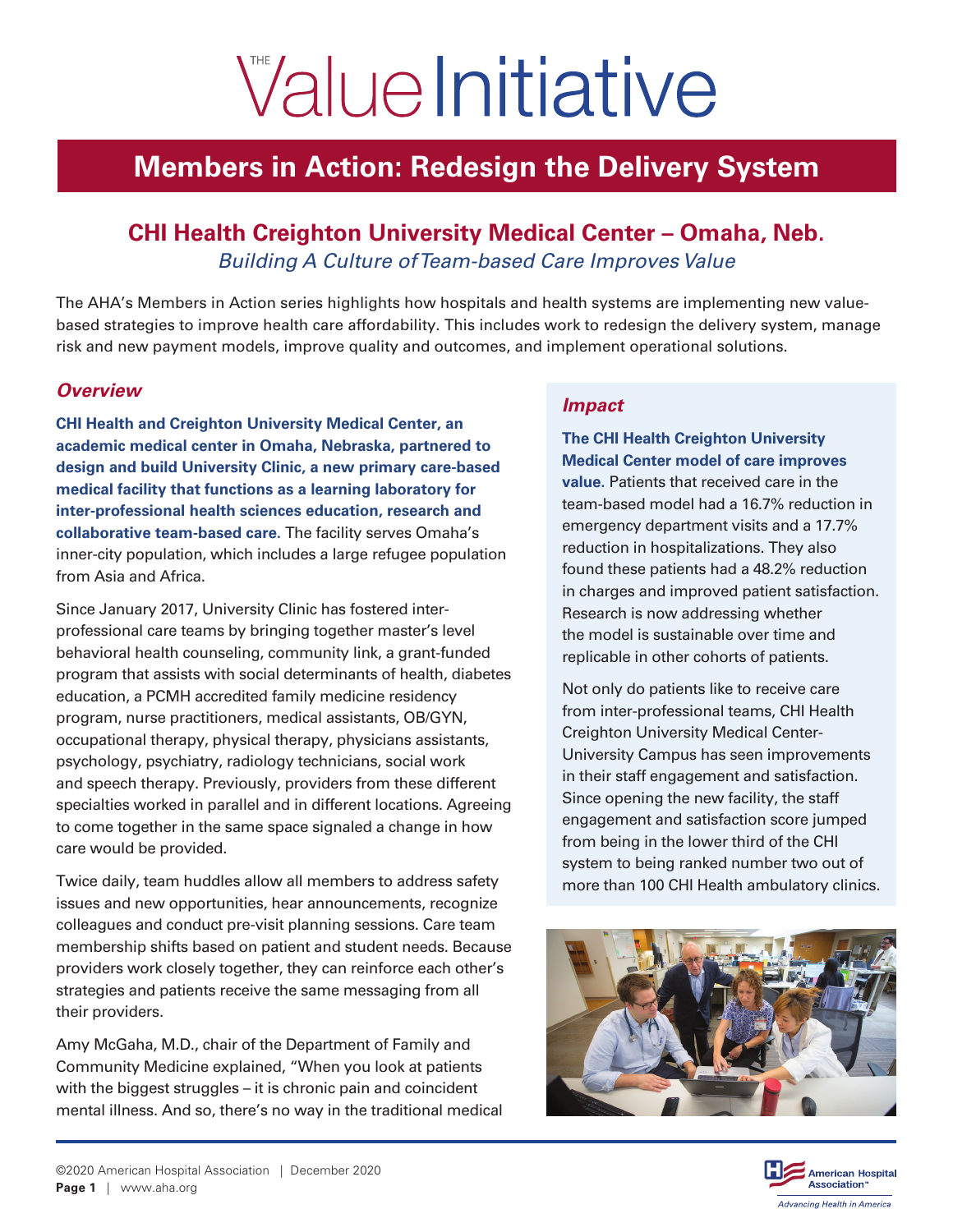# THE Value Initiative

## Members in Action: Redesign the Delivery System

### CHI Health Creighton University Medical Center – Omaha, Neb.

*Building A Culture of Team-based Care Improves Value*

The AHA's Members in Action series highlights how hospitals and health systems are implementing new value-based strategies to improve health care affordability. This includes work to redesign the delivery system, manage risk and new payment models, improve quality and outcomes, and implement operational solutions.

### *Overview*

**CHI Health and Creighton University Medical Center, an academic medical center in Omaha, Nebraska, partnered to design and build University Clinic, a new primary care-based medical facility that functions as a learning laboratory for inter-professional health sciences education, research and collaborative team-based care.** The facility serves Omaha's inner-city population, which includes a large refugee population from Asia and Africa.

Since January 2017, University Clinic has fostered inter-professional care teams by bringing together master's level behavioral health counseling, community link, a grant-funded program that assists with social determinants of health, diabetes education, a PCMH accredited family medicine residency program, nurse practitioners, medical assistants, OB/GYN, occupational therapy, physical therapy, physicians assistants, psychology, psychiatry, radiology technicians, social work and speech therapy. Previously, providers from these different specialties worked in parallel and in different locations. Agreeing to come together in the same space signaled a change in how care would be provided.

Twice daily, team huddles allow all members to address safety issues and new opportunities, hear announcements, recognize colleagues and conduct pre-visit planning sessions. Care team membership shifts based on patient and student needs. Because providers work closely together, they can reinforce each other's strategies and patients receive the same messaging from all their providers.

Amy McGaha, M.D., chair of the Department of Family and Community Medicine explained, "When you look at patients with the biggest struggles – it is chronic pain and coincident mental illness. And so, there's no way in the traditional medical

### *Impact*

**The CHI Health Creighton University Medical Center model of care improves value.** Patients that received care in the team-based model had a 16.7% reduction in emergency department visits and a 17.7% reduction in hospitalizations. They also found these patients had a 48.2% reduction in charges and improved patient satisfaction. Research is now addressing whether the model is sustainable over time and replicable in other cohorts of patients.

Not only do patients like to receive care from inter-professional teams, CHI Health Creighton University Medical Center-University Campus has seen improvements in their staff engagement and satisfaction. Since opening the new facility, the staff engagement and satisfaction score jumped from being in the lower third of the CHI system to being ranked number two out of more than 100 CHI Health ambulatory clinics.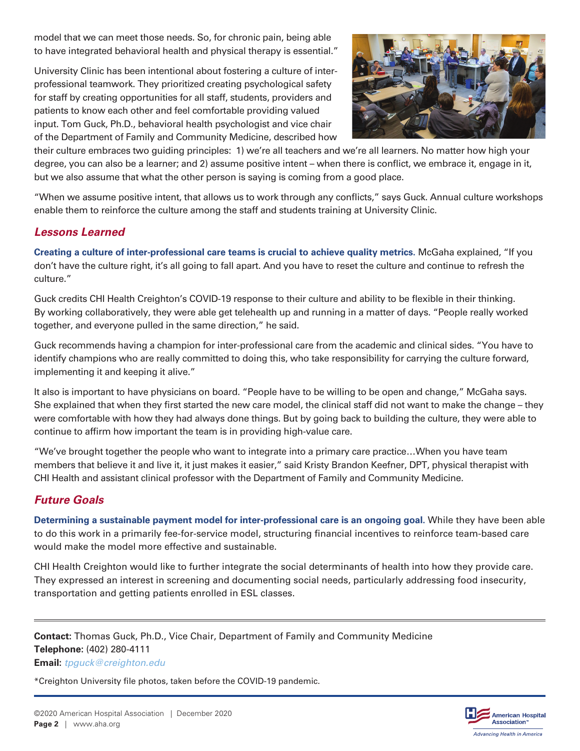model that we can meet those needs. So, for chronic pain, being able to have integrated behavioral health and physical therapy is essential."

University Clinic has been intentional about fostering a culture of inter-professional teamwork. They prioritized creating psychological safety for staff by creating opportunities for all staff, students, providers and patients to know each other and feel comfortable providing valued input. Tom Guck, Ph.D., behavioral health psychologist and vice chair of the Department of Family and Community Medicine, described how their culture embraces two guiding principles: 1) we're all teachers and we're all learners. No matter how high your degree, you can also be a learner; and 2) assume positive intent – when there is conflict, we embrace it, engage in it, but we also assume that what the other person is saying is coming from a good place.

"When we assume positive intent, that allows us to work through any conflicts," says Guck. Annual culture workshops enable them to reinforce the culture among the staff and students training at University Clinic.

## *Lessons Learned*

**Creating a culture of inter-professional care teams is crucial to achieve quality metrics.** McGaha explained, "If you don't have the culture right, it's all going to fall apart. And you have to reset the culture and continue to refresh the culture."

Guck credits CHI Health Creighton's COVID-19 response to their culture and ability to be flexible in their thinking. By working collaboratively, they were able get telehealth up and running in a matter of days. "People really worked together, and everyone pulled in the same direction," he said.

Guck recommends having a champion for inter-professional care from the academic and clinical sides. "You have to identify champions who are really committed to doing this, who take responsibility for carrying the culture forward, implementing it and keeping it alive."

It also is important to have physicians on board. "People have to be willing to be open and change," McGaha says. She explained that when they first started the new care model, the clinical staff did not want to make the change – they were comfortable with how they had always done things. But by going back to building the culture, they were able to continue to affirm how important the team is in providing high-value care.

"We've brought together the people who want to integrate into a primary care practice…When you have team members that believe it and live it, it just makes it easier," said Kristy Brandon Keefner, DPT, physical therapist with CHI Health and assistant clinical professor with the Department of Family and Community Medicine.

## *Future Goals*

**Determining a sustainable payment model for inter-professional care is an ongoing goal.** While they have been able to do this work in a primarily fee-for-service model, structuring financial incentives to reinforce team-based care would make the model more effective and sustainable.

CHI Health Creighton would like to further integrate the social determinants of health into how they provide care. They expressed an interest in screening and documenting social needs, particularly addressing food insecurity, transportation and getting patients enrolled in ESL classes.

---

**Contact:** Thomas Guck, Ph.D., Vice Chair, Department of Family and Community Medicine
**Telephone:** (402) 280-4111
**Email:** *tpguck@creighton.edu*

*Creighton University file photos, taken before the COVID-19 pandemic.

©2020 American Hospital Association | December 2020